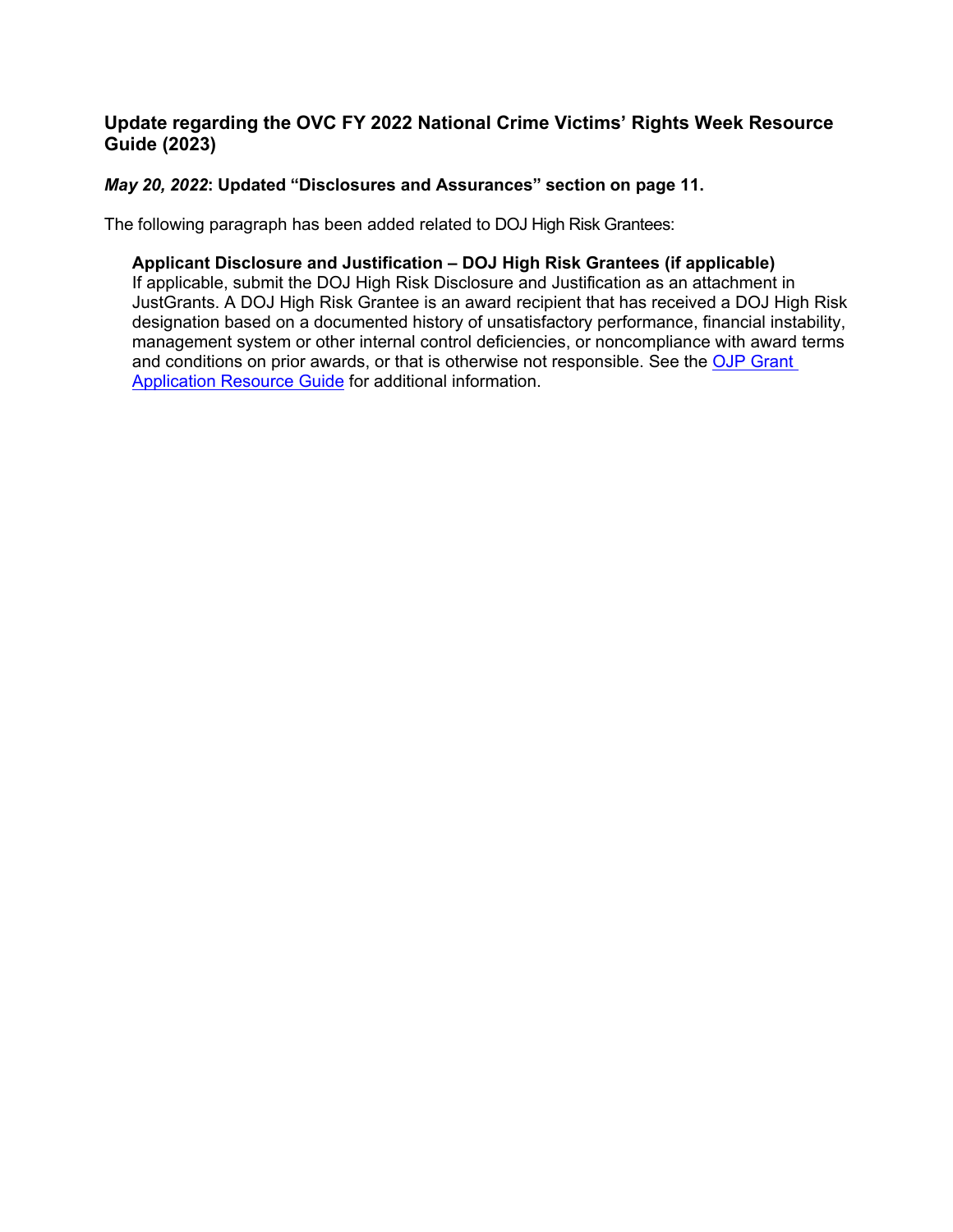## Update regarding the OVC FY 2022 National Crime Victims' Rights Week Resource Guide (2023)

***May 20, 2022*: Updated "Disclosures and Assurances" section on page 11.**

The following paragraph has been added related to DOJ High Risk Grantees:

> **Applicant Disclosure and Justification – DOJ High Risk Grantees (if applicable)**
> If applicable, submit the DOJ High Risk Disclosure and Justification as an attachment in JustGrants. A DOJ High Risk Grantee is an award recipient that has received a DOJ High Risk designation based on a documented history of unsatisfactory performance, financial instability, management system or other internal control deficiencies, or noncompliance with award terms and conditions on prior awards, or that is otherwise not responsible. See the OJP Grant Application Resource Guide for additional information.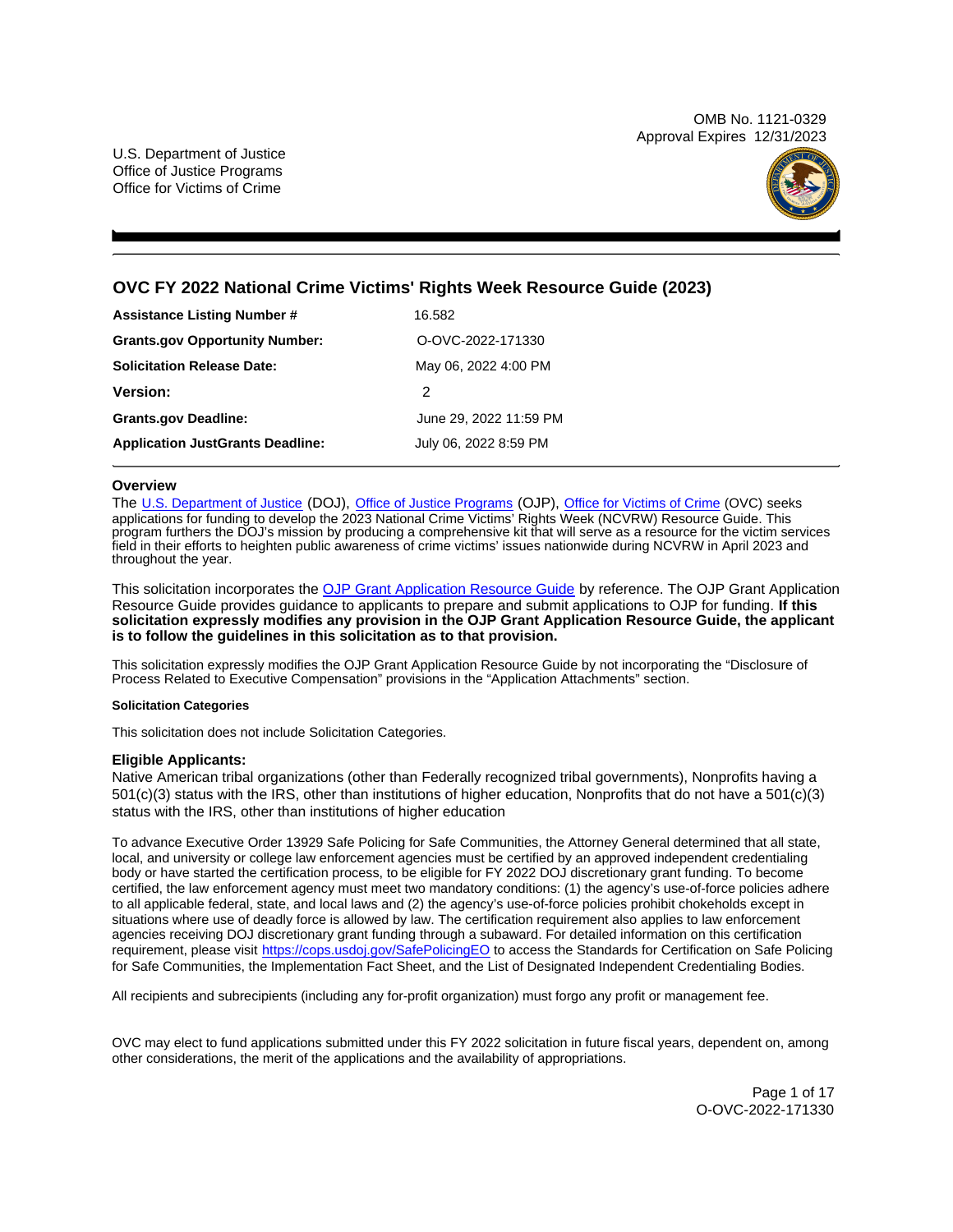OMB No. 1121-0329
Approval Expires 12/31/2023

U.S. Department of Justice
Office of Justice Programs
Office for Victims of Crime

## OVC FY 2022 National Crime Victims' Rights Week Resource Guide (2023)

| | |
|---|---|
| **Assistance Listing Number #** | 16.582 |
| **Grants.gov Opportunity Number:** | O-OVC-2022-171330 |
| **Solicitation Release Date:** | May 06, 2022 4:00 PM |
| **Version:** | 2 |
| **Grants.gov Deadline:** | June 29, 2022 11:59 PM |
| **Application JustGrants Deadline:** | July 06, 2022 8:59 PM |

### Overview

The U.S. Department of Justice (DOJ), Office of Justice Programs (OJP), Office for Victims of Crime (OVC) seeks applications for funding to develop the 2023 National Crime Victims' Rights Week (NCVRW) Resource Guide. This program furthers the DOJ's mission by producing a comprehensive kit that will serve as a resource for the victim services field in their efforts to heighten public awareness of crime victims' issues nationwide during NCVRW in April 2023 and throughout the year.

This solicitation incorporates the OJP Grant Application Resource Guide by reference. The OJP Grant Application Resource Guide provides guidance to applicants to prepare and submit applications to OJP for funding. **If this solicitation expressly modifies any provision in the OJP Grant Application Resource Guide, the applicant is to follow the guidelines in this solicitation as to that provision.**

This solicitation expressly modifies the OJP Grant Application Resource Guide by not incorporating the "Disclosure of Process Related to Executive Compensation" provisions in the "Application Attachments" section.

#### Solicitation Categories

This solicitation does not include Solicitation Categories.

### Eligible Applicants:

Native American tribal organizations (other than Federally recognized tribal governments), Nonprofits having a 501(c)(3) status with the IRS, other than institutions of higher education, Nonprofits that do not have a 501(c)(3) status with the IRS, other than institutions of higher education

To advance Executive Order 13929 Safe Policing for Safe Communities, the Attorney General determined that all state, local, and university or college law enforcement agencies must be certified by an approved independent credentialing body or have started the certification process, to be eligible for FY 2022 DOJ discretionary grant funding. To become certified, the law enforcement agency must meet two mandatory conditions: (1) the agency's use-of-force policies adhere to all applicable federal, state, and local laws and (2) the agency's use-of-force policies prohibit chokeholds except in situations where use of deadly force is allowed by law. The certification requirement also applies to law enforcement agencies receiving DOJ discretionary grant funding through a subaward. For detailed information on this certification requirement, please visit https://cops.usdoj.gov/SafePolicingEO to access the Standards for Certification on Safe Policing for Safe Communities, the Implementation Fact Sheet, and the List of Designated Independent Credentialing Bodies.

All recipients and subrecipients (including any for-profit organization) must forgo any profit or management fee.

OVC may elect to fund applications submitted under this FY 2022 solicitation in future fiscal years, dependent on, among other considerations, the merit of the applications and the availability of appropriations.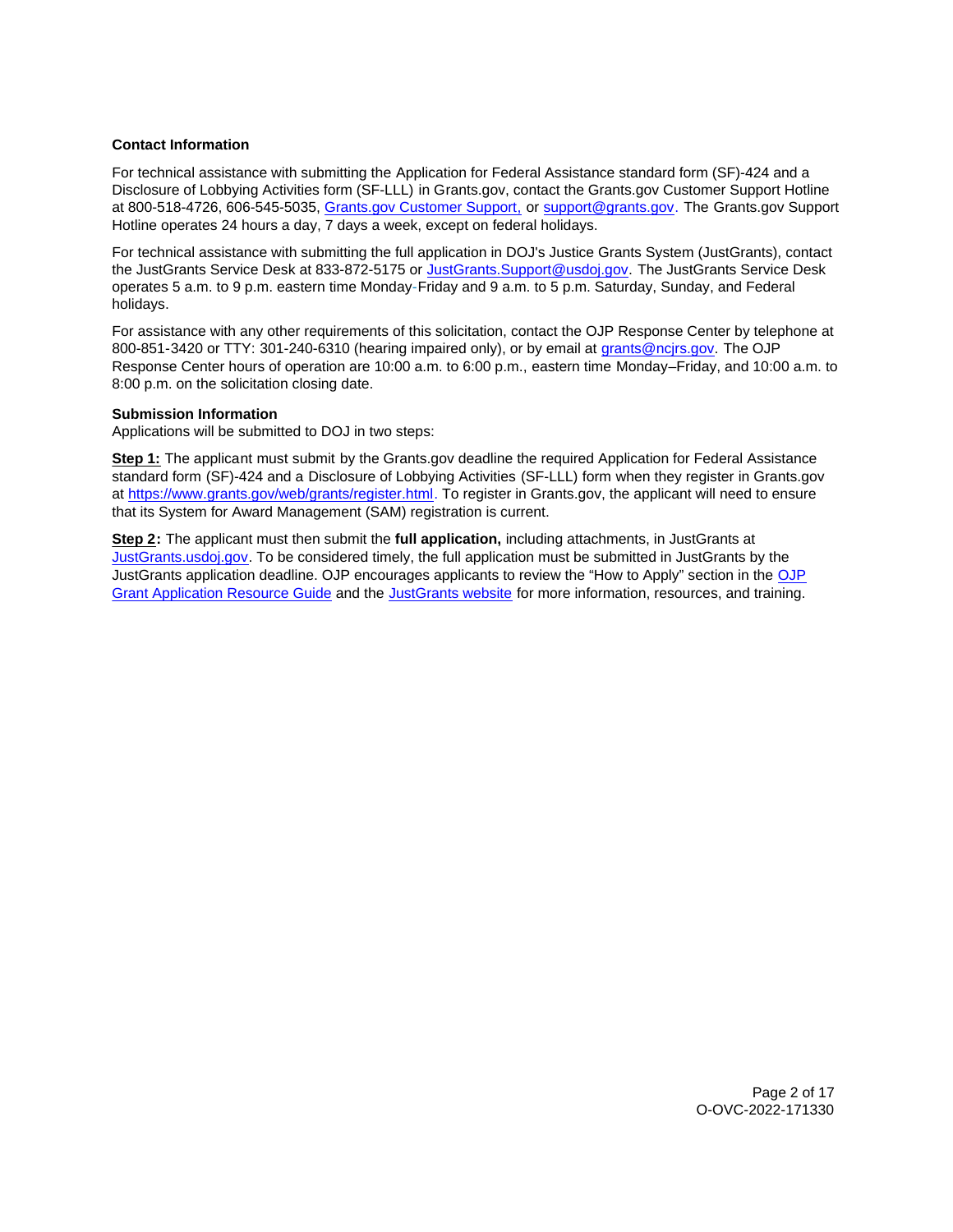### Contact Information

For technical assistance with submitting the Application for Federal Assistance standard form (SF)-424 and a Disclosure of Lobbying Activities form (SF-LLL) in Grants.gov, contact the Grants.gov Customer Support Hotline at 800-518-4726, 606-545-5035, [Grants.gov Customer Support,](#) or [support@grants.gov](mailto:support@grants.gov). The Grants.gov Support Hotline operates 24 hours a day, 7 days a week, except on federal holidays.

For technical assistance with submitting the full application in DOJ's Justice Grants System (JustGrants), contact the JustGrants Service Desk at 833-872-5175 or [JustGrants.Support@usdoj.gov](mailto:JustGrants.Support@usdoj.gov). The JustGrants Service Desk operates 5 a.m. to 9 p.m. eastern time Monday-Friday and 9 a.m. to 5 p.m. Saturday, Sunday, and Federal holidays.

For assistance with any other requirements of this solicitation, contact the OJP Response Center by telephone at 800-851-3420 or TTY: 301-240-6310 (hearing impaired only), or by email at [grants@ncjrs.gov](mailto:grants@ncjrs.gov). The OJP Response Center hours of operation are 10:00 a.m. to 6:00 p.m., eastern time Monday–Friday, and 10:00 a.m. to 8:00 p.m. on the solicitation closing date.

### Submission Information

Applications will be submitted to DOJ in two steps:

**Step 1:** The applicant must submit by the Grants.gov deadline the required Application for Federal Assistance standard form (SF)-424 and a Disclosure of Lobbying Activities (SF-LLL) form when they register in Grants.gov at [https://www.grants.gov/web/grants/register.html](https://www.grants.gov/web/grants/register.html). To register in Grants.gov, the applicant will need to ensure that its System for Award Management (SAM) registration is current.

**Step 2:** The applicant must then submit the **full application,** including attachments, in JustGrants at [JustGrants.usdoj.gov](https://JustGrants.usdoj.gov). To be considered timely, the full application must be submitted in JustGrants by the JustGrants application deadline. OJP encourages applicants to review the "How to Apply" section in the [OJP Grant Application Resource Guide](#) and the [JustGrants website](#) for more information, resources, and training.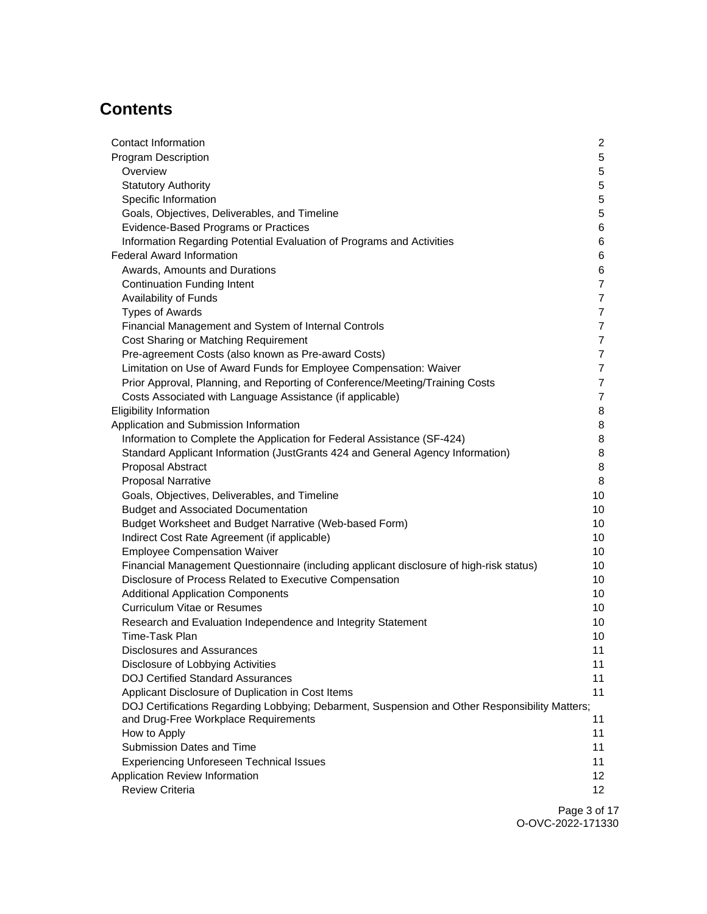# Contents

| | |
|---|---|
| Contact Information | 2 |
| Program Description | 5 |
| Overview | 5 |
| Statutory Authority | 5 |
| Specific Information | 5 |
| Goals, Objectives, Deliverables, and Timeline | 5 |
| Evidence-Based Programs or Practices | 6 |
| Information Regarding Potential Evaluation of Programs and Activities | 6 |
| Federal Award Information | 6 |
| Awards, Amounts and Durations | 6 |
| Continuation Funding Intent | 7 |
| Availability of Funds | 7 |
| Types of Awards | 7 |
| Financial Management and System of Internal Controls | 7 |
| Cost Sharing or Matching Requirement | 7 |
| Pre-agreement Costs (also known as Pre-award Costs) | 7 |
| Limitation on Use of Award Funds for Employee Compensation: Waiver | 7 |
| Prior Approval, Planning, and Reporting of Conference/Meeting/Training Costs | 7 |
| Costs Associated with Language Assistance (if applicable) | 7 |
| Eligibility Information | 8 |
| Application and Submission Information | 8 |
| Information to Complete the Application for Federal Assistance (SF-424) | 8 |
| Standard Applicant Information (JustGrants 424 and General Agency Information) | 8 |
| Proposal Abstract | 8 |
| Proposal Narrative | 8 |
| Goals, Objectives, Deliverables, and Timeline | 10 |
| Budget and Associated Documentation | 10 |
| Budget Worksheet and Budget Narrative (Web-based Form) | 10 |
| Indirect Cost Rate Agreement (if applicable) | 10 |
| Employee Compensation Waiver | 10 |
| Financial Management Questionnaire (including applicant disclosure of high-risk status) | 10 |
| Disclosure of Process Related to Executive Compensation | 10 |
| Additional Application Components | 10 |
| Curriculum Vitae or Resumes | 10 |
| Research and Evaluation Independence and Integrity Statement | 10 |
| Time-Task Plan | 10 |
| Disclosures and Assurances | 11 |
| Disclosure of Lobbying Activities | 11 |
| DOJ Certified Standard Assurances | 11 |
| Applicant Disclosure of Duplication in Cost Items | 11 |
| DOJ Certifications Regarding Lobbying; Debarment, Suspension and Other Responsibility Matters; and Drug-Free Workplace Requirements | 11 |
| How to Apply | 11 |
| Submission Dates and Time | 11 |
| Experiencing Unforeseen Technical Issues | 11 |
| Application Review Information | 12 |
| Review Criteria | 12 |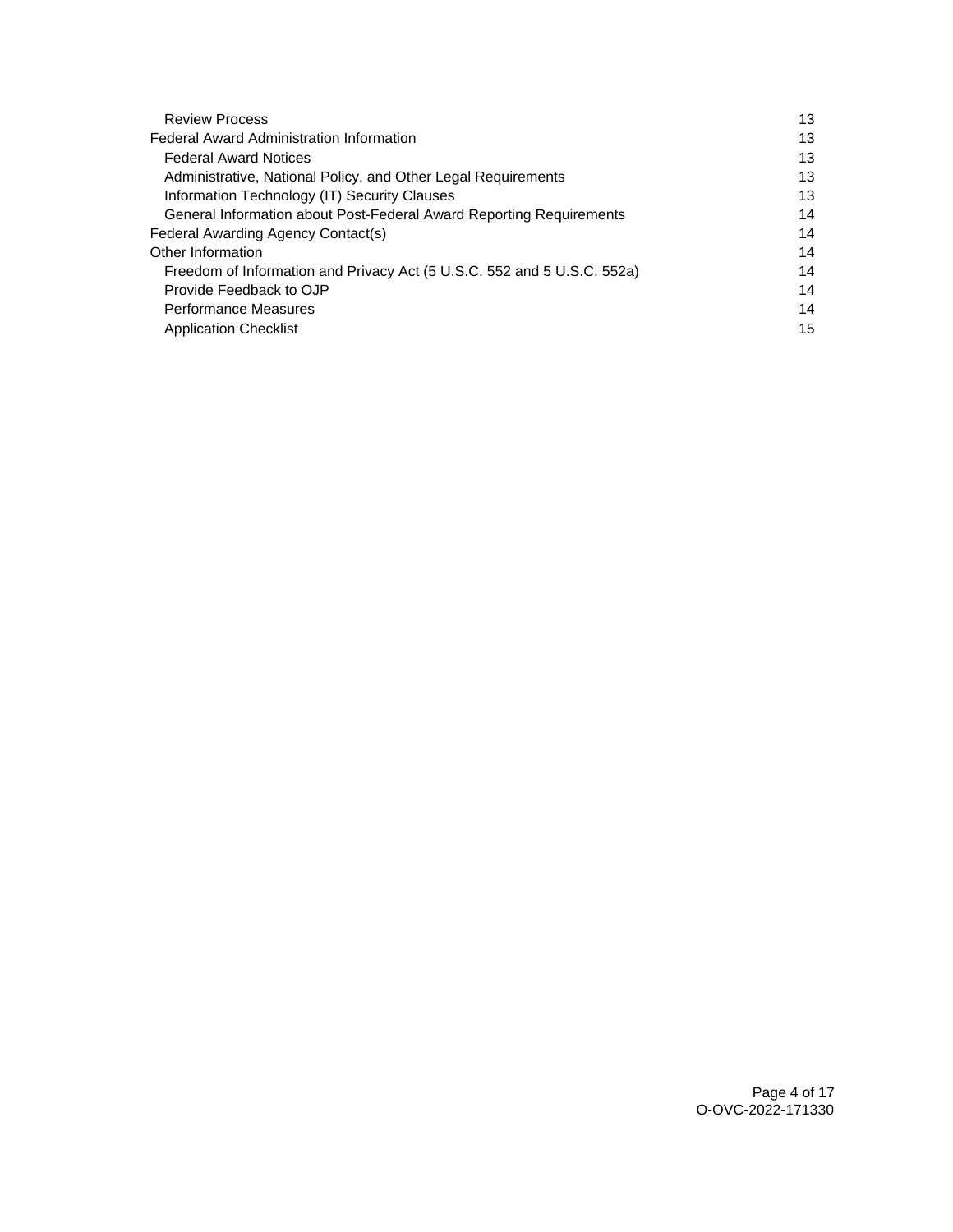| | |
|---|---|
| Review Process | 13 |
| Federal Award Administration Information | 13 |
| Federal Award Notices | 13 |
| Administrative, National Policy, and Other Legal Requirements | 13 |
| Information Technology (IT) Security Clauses | 13 |
| General Information about Post-Federal Award Reporting Requirements | 14 |
| Federal Awarding Agency Contact(s) | 14 |
| Other Information | 14 |
| Freedom of Information and Privacy Act (5 U.S.C. 552 and 5 U.S.C. 552a) | 14 |
| Provide Feedback to OJP | 14 |
| Performance Measures | 14 |
| Application Checklist | 15 |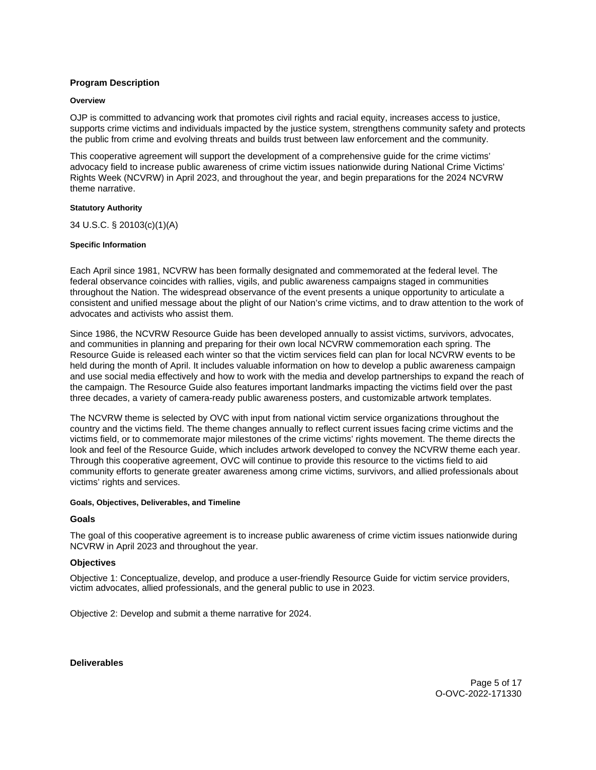## Program Description

#### Overview

OJP is committed to advancing work that promotes civil rights and racial equity, increases access to justice, supports crime victims and individuals impacted by the justice system, strengthens community safety and protects the public from crime and evolving threats and builds trust between law enforcement and the community.

This cooperative agreement will support the development of a comprehensive guide for the crime victims' advocacy field to increase public awareness of crime victim issues nationwide during National Crime Victims' Rights Week (NCVRW) in April 2023, and throughout the year, and begin preparations for the 2024 NCVRW theme narrative.

#### Statutory Authority

34 U.S.C. § 20103(c)(1)(A)

#### Specific Information

Each April since 1981, NCVRW has been formally designated and commemorated at the federal level. The federal observance coincides with rallies, vigils, and public awareness campaigns staged in communities throughout the Nation. The widespread observance of the event presents a unique opportunity to articulate a consistent and unified message about the plight of our Nation's crime victims, and to draw attention to the work of advocates and activists who assist them.

Since 1986, the NCVRW Resource Guide has been developed annually to assist victims, survivors, advocates, and communities in planning and preparing for their own local NCVRW commemoration each spring. The Resource Guide is released each winter so that the victim services field can plan for local NCVRW events to be held during the month of April. It includes valuable information on how to develop a public awareness campaign and use social media effectively and how to work with the media and develop partnerships to expand the reach of the campaign. The Resource Guide also features important landmarks impacting the victims field over the past three decades, a variety of camera-ready public awareness posters, and customizable artwork templates.

The NCVRW theme is selected by OVC with input from national victim service organizations throughout the country and the victims field. The theme changes annually to reflect current issues facing crime victims and the victims field, or to commemorate major milestones of the crime victims' rights movement. The theme directs the look and feel of the Resource Guide, which includes artwork developed to convey the NCVRW theme each year. Through this cooperative agreement, OVC will continue to provide this resource to the victims field to aid community efforts to generate greater awareness among crime victims, survivors, and allied professionals about victims' rights and services.

#### Goals, Objectives, Deliverables, and Timeline

### Goals

The goal of this cooperative agreement is to increase public awareness of crime victim issues nationwide during NCVRW in April 2023 and throughout the year.

### Objectives

Objective 1: Conceptualize, develop, and produce a user-friendly Resource Guide for victim service providers, victim advocates, allied professionals, and the general public to use in 2023.

Objective 2: Develop and submit a theme narrative for 2024.

### Deliverables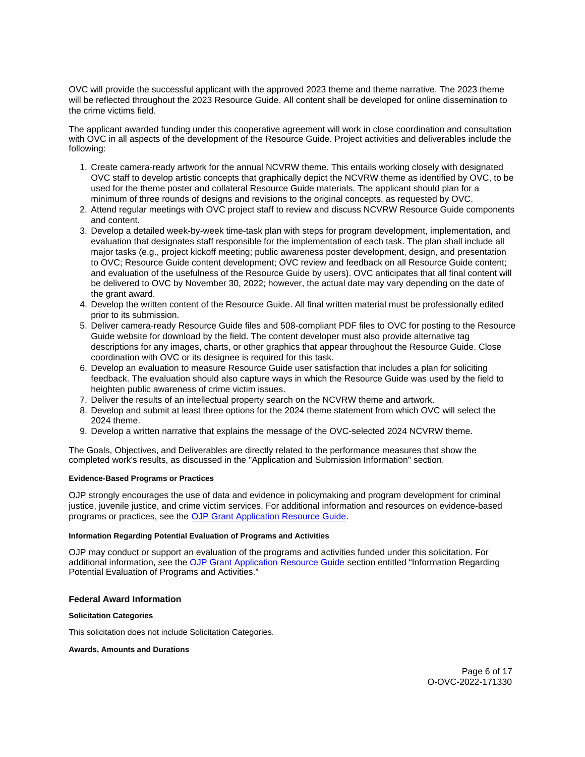OVC will provide the successful applicant with the approved 2023 theme and theme narrative. The 2023 theme will be reflected throughout the 2023 Resource Guide. All content shall be developed for online dissemination to the crime victims field.

The applicant awarded funding under this cooperative agreement will work in close coordination and consultation with OVC in all aspects of the development of the Resource Guide. Project activities and deliverables include the following:

1. Create camera-ready artwork for the annual NCVRW theme. This entails working closely with designated OVC staff to develop artistic concepts that graphically depict the NCVRW theme as identified by OVC, to be used for the theme poster and collateral Resource Guide materials. The applicant should plan for a minimum of three rounds of designs and revisions to the original concepts, as requested by OVC.
2. Attend regular meetings with OVC project staff to review and discuss NCVRW Resource Guide components and content.
3. Develop a detailed week-by-week time-task plan with steps for program development, implementation, and evaluation that designates staff responsible for the implementation of each task. The plan shall include all major tasks (e.g., project kickoff meeting; public awareness poster development, design, and presentation to OVC; Resource Guide content development; OVC review and feedback on all Resource Guide content; and evaluation of the usefulness of the Resource Guide by users). OVC anticipates that all final content will be delivered to OVC by November 30, 2022; however, the actual date may vary depending on the date of the grant award.
4. Develop the written content of the Resource Guide. All final written material must be professionally edited prior to its submission.
5. Deliver camera-ready Resource Guide files and 508-compliant PDF files to OVC for posting to the Resource Guide website for download by the field. The content developer must also provide alternative tag descriptions for any images, charts, or other graphics that appear throughout the Resource Guide. Close coordination with OVC or its designee is required for this task.
6. Develop an evaluation to measure Resource Guide user satisfaction that includes a plan for soliciting feedback. The evaluation should also capture ways in which the Resource Guide was used by the field to heighten public awareness of crime victim issues.
7. Deliver the results of an intellectual property search on the NCVRW theme and artwork.
8. Develop and submit at least three options for the 2024 theme statement from which OVC will select the 2024 theme.
9. Develop a written narrative that explains the message of the OVC-selected 2024 NCVRW theme.

The Goals, Objectives, and Deliverables are directly related to the performance measures that show the completed work's results, as discussed in the "Application and Submission Information" section.

#### Evidence-Based Programs or Practices

OJP strongly encourages the use of data and evidence in policymaking and program development for criminal justice, juvenile justice, and crime victim services. For additional information and resources on evidence-based programs or practices, see the OJP Grant Application Resource Guide.

#### Information Regarding Potential Evaluation of Programs and Activities

OJP may conduct or support an evaluation of the programs and activities funded under this solicitation. For additional information, see the OJP Grant Application Resource Guide section entitled "Information Regarding Potential Evaluation of Programs and Activities."

### Federal Award Information

#### Solicitation Categories

This solicitation does not include Solicitation Categories.

#### Awards, Amounts and Durations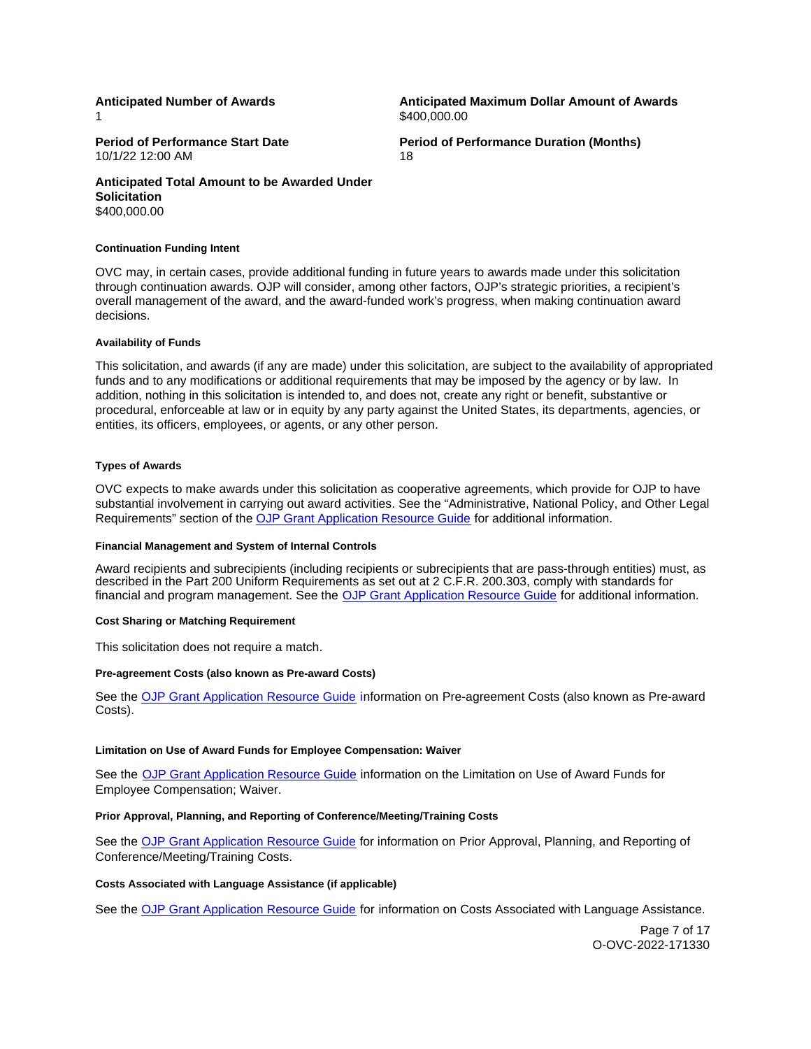**Anticipated Number of Awards**
1

**Anticipated Maximum Dollar Amount of Awards**
$400,000.00

**Period of Performance Start Date**
10/1/22 12:00 AM

**Period of Performance Duration (Months)**
18

**Anticipated Total Amount to be Awarded Under Solicitation**
$400,000.00

#### Continuation Funding Intent

OVC may, in certain cases, provide additional funding in future years to awards made under this solicitation through continuation awards. OJP will consider, among other factors, OJP's strategic priorities, a recipient's overall management of the award, and the award-funded work's progress, when making continuation award decisions.

#### Availability of Funds

This solicitation, and awards (if any are made) under this solicitation, are subject to the availability of appropriated funds and to any modifications or additional requirements that may be imposed by the agency or by law. In addition, nothing in this solicitation is intended to, and does not, create any right or benefit, substantive or procedural, enforceable at law or in equity by any party against the United States, its departments, agencies, or entities, its officers, employees, or agents, or any other person.

#### Types of Awards

OVC expects to make awards under this solicitation as cooperative agreements, which provide for OJP to have substantial involvement in carrying out award activities. See the "Administrative, National Policy, and Other Legal Requirements" section of the OJP Grant Application Resource Guide for additional information.

#### Financial Management and System of Internal Controls

Award recipients and subrecipients (including recipients or subrecipients that are pass-through entities) must, as described in the Part 200 Uniform Requirements as set out at 2 C.F.R. 200.303, comply with standards for financial and program management. See the OJP Grant Application Resource Guide for additional information.

#### Cost Sharing or Matching Requirement

This solicitation does not require a match.

#### Pre-agreement Costs (also known as Pre-award Costs)

See the OJP Grant Application Resource Guide information on Pre-agreement Costs (also known as Pre-award Costs).

#### Limitation on Use of Award Funds for Employee Compensation: Waiver

See the OJP Grant Application Resource Guide information on the Limitation on Use of Award Funds for Employee Compensation; Waiver.

#### Prior Approval, Planning, and Reporting of Conference/Meeting/Training Costs

See the OJP Grant Application Resource Guide for information on Prior Approval, Planning, and Reporting of Conference/Meeting/Training Costs.

#### Costs Associated with Language Assistance (if applicable)

See the OJP Grant Application Resource Guide for information on Costs Associated with Language Assistance.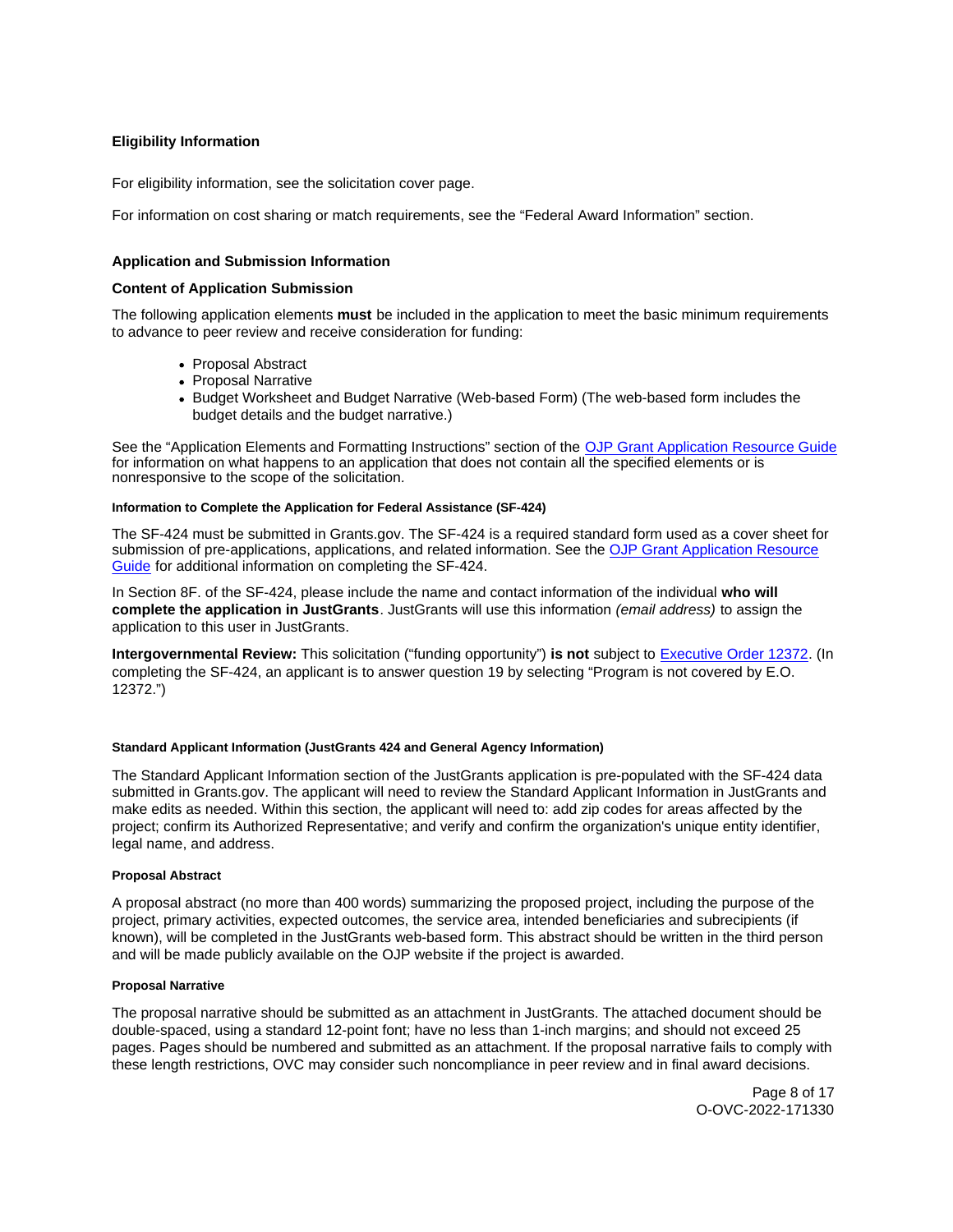### Eligibility Information

For eligibility information, see the solicitation cover page.

For information on cost sharing or match requirements, see the "Federal Award Information" section.

### Application and Submission Information

### Content of Application Submission

The following application elements **must** be included in the application to meet the basic minimum requirements to advance to peer review and receive consideration for funding:

- Proposal Abstract
- Proposal Narrative
- Budget Worksheet and Budget Narrative (Web-based Form) (The web-based form includes the budget details and the budget narrative.)

See the "Application Elements and Formatting Instructions" section of the OJP Grant Application Resource Guide for information on what happens to an application that does not contain all the specified elements or is nonresponsive to the scope of the solicitation.

#### Information to Complete the Application for Federal Assistance (SF-424)

The SF-424 must be submitted in Grants.gov. The SF-424 is a required standard form used as a cover sheet for submission of pre-applications, applications, and related information. See the OJP Grant Application Resource Guide for additional information on completing the SF-424.

In Section 8F. of the SF-424, please include the name and contact information of the individual **who will complete the application in JustGrants**. JustGrants will use this information *(email address)* to assign the application to this user in JustGrants.

**Intergovernmental Review:** This solicitation ("funding opportunity") **is not** subject to Executive Order 12372. (In completing the SF-424, an applicant is to answer question 19 by selecting "Program is not covered by E.O. 12372.")

#### Standard Applicant Information (JustGrants 424 and General Agency Information)

The Standard Applicant Information section of the JustGrants application is pre-populated with the SF-424 data submitted in Grants.gov. The applicant will need to review the Standard Applicant Information in JustGrants and make edits as needed. Within this section, the applicant will need to: add zip codes for areas affected by the project; confirm its Authorized Representative; and verify and confirm the organization's unique entity identifier, legal name, and address.

#### Proposal Abstract

A proposal abstract (no more than 400 words) summarizing the proposed project, including the purpose of the project, primary activities, expected outcomes, the service area, intended beneficiaries and subrecipients (if known), will be completed in the JustGrants web-based form. This abstract should be written in the third person and will be made publicly available on the OJP website if the project is awarded.

#### Proposal Narrative

The proposal narrative should be submitted as an attachment in JustGrants. The attached document should be double-spaced, using a standard 12-point font; have no less than 1-inch margins; and should not exceed 25 pages. Pages should be numbered and submitted as an attachment. If the proposal narrative fails to comply with these length restrictions, OVC may consider such noncompliance in peer review and in final award decisions.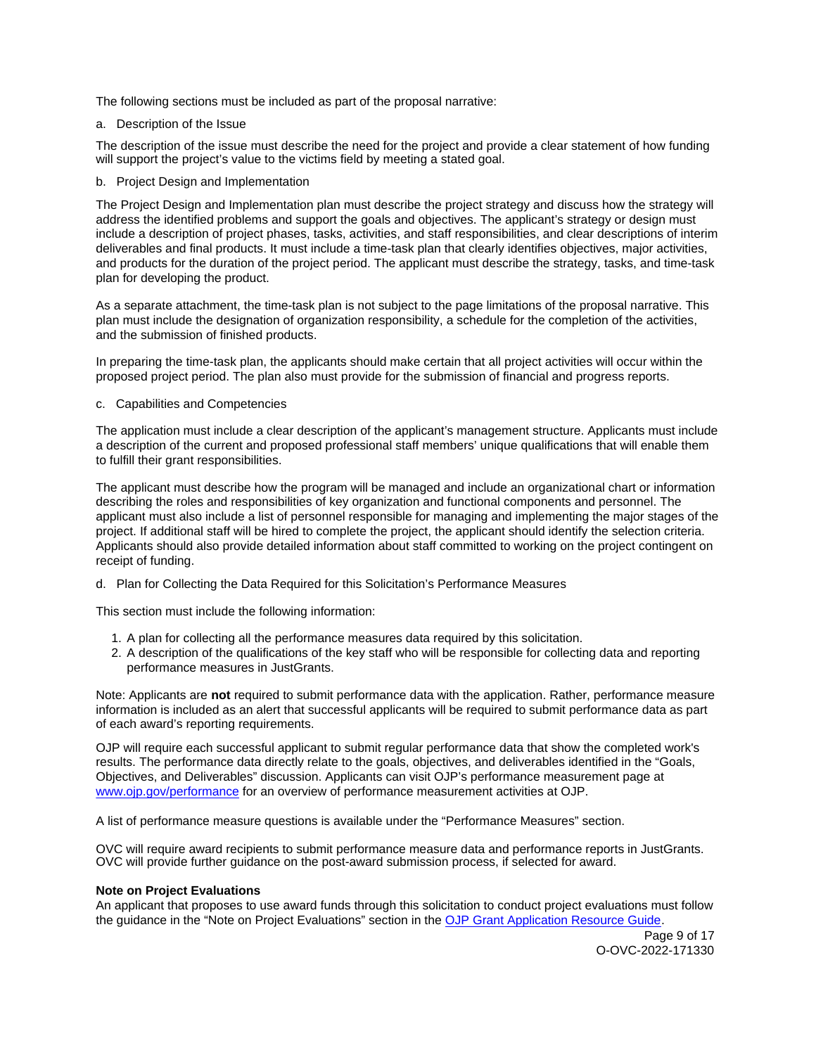The following sections must be included as part of the proposal narrative:

a. Description of the Issue

The description of the issue must describe the need for the project and provide a clear statement of how funding will support the project's value to the victims field by meeting a stated goal.

b. Project Design and Implementation

The Project Design and Implementation plan must describe the project strategy and discuss how the strategy will address the identified problems and support the goals and objectives. The applicant's strategy or design must include a description of project phases, tasks, activities, and staff responsibilities, and clear descriptions of interim deliverables and final products. It must include a time-task plan that clearly identifies objectives, major activities, and products for the duration of the project period. The applicant must describe the strategy, tasks, and time-task plan for developing the product.

As a separate attachment, the time-task plan is not subject to the page limitations of the proposal narrative. This plan must include the designation of organization responsibility, a schedule for the completion of the activities, and the submission of finished products.

In preparing the time-task plan, the applicants should make certain that all project activities will occur within the proposed project period. The plan also must provide for the submission of financial and progress reports.

c. Capabilities and Competencies

The application must include a clear description of the applicant's management structure. Applicants must include a description of the current and proposed professional staff members' unique qualifications that will enable them to fulfill their grant responsibilities.

The applicant must describe how the program will be managed and include an organizational chart or information describing the roles and responsibilities of key organization and functional components and personnel. The applicant must also include a list of personnel responsible for managing and implementing the major stages of the project. If additional staff will be hired to complete the project, the applicant should identify the selection criteria. Applicants should also provide detailed information about staff committed to working on the project contingent on receipt of funding.

d. Plan for Collecting the Data Required for this Solicitation's Performance Measures

This section must include the following information:

1. A plan for collecting all the performance measures data required by this solicitation.
2. A description of the qualifications of the key staff who will be responsible for collecting data and reporting performance measures in JustGrants.

Note: Applicants are **not** required to submit performance data with the application. Rather, performance measure information is included as an alert that successful applicants will be required to submit performance data as part of each award's reporting requirements.

OJP will require each successful applicant to submit regular performance data that show the completed work's results. The performance data directly relate to the goals, objectives, and deliverables identified in the "Goals, Objectives, and Deliverables" discussion. Applicants can visit OJP's performance measurement page at [www.ojp.gov/performance](www.ojp.gov/performance) for an overview of performance measurement activities at OJP.

A list of performance measure questions is available under the "Performance Measures" section.

OVC will require award recipients to submit performance measure data and performance reports in JustGrants. OVC will provide further guidance on the post-award submission process, if selected for award.

**Note on Project Evaluations**

An applicant that proposes to use award funds through this solicitation to conduct project evaluations must follow the guidance in the "Note on Project Evaluations" section in the OJP Grant Application Resource Guide.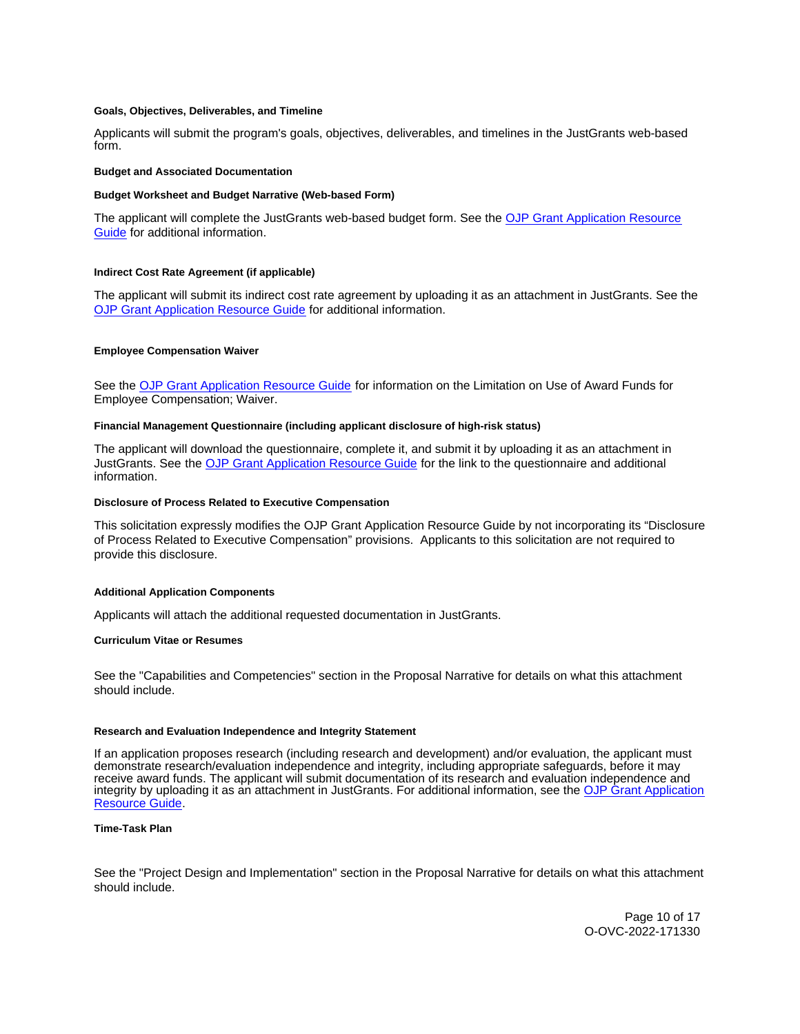#### Goals, Objectives, Deliverables, and Timeline

Applicants will submit the program's goals, objectives, deliverables, and timelines in the JustGrants web-based form.

#### Budget and Associated Documentation

#### Budget Worksheet and Budget Narrative (Web-based Form)

The applicant will complete the JustGrants web-based budget form. See the [OJP Grant Application Resource Guide] for additional information.

#### Indirect Cost Rate Agreement (if applicable)

The applicant will submit its indirect cost rate agreement by uploading it as an attachment in JustGrants. See the [OJP Grant Application Resource Guide] for additional information.

#### Employee Compensation Waiver

See the [OJP Grant Application Resource Guide] for information on the Limitation on Use of Award Funds for Employee Compensation; Waiver.

#### Financial Management Questionnaire (including applicant disclosure of high-risk status)

The applicant will download the questionnaire, complete it, and submit it by uploading it as an attachment in JustGrants. See the [OJP Grant Application Resource Guide] for the link to the questionnaire and additional information.

#### Disclosure of Process Related to Executive Compensation

This solicitation expressly modifies the OJP Grant Application Resource Guide by not incorporating its "Disclosure of Process Related to Executive Compensation" provisions. Applicants to this solicitation are not required to provide this disclosure.

#### Additional Application Components

Applicants will attach the additional requested documentation in JustGrants.

#### Curriculum Vitae or Resumes

See the "Capabilities and Competencies" section in the Proposal Narrative for details on what this attachment should include.

#### Research and Evaluation Independence and Integrity Statement

If an application proposes research (including research and development) and/or evaluation, the applicant must demonstrate research/evaluation independence and integrity, including appropriate safeguards, before it may receive award funds. The applicant will submit documentation of its research and evaluation independence and integrity by uploading it as an attachment in JustGrants. For additional information, see the [OJP Grant Application Resource Guide].

#### Time-Task Plan

See the "Project Design and Implementation" section in the Proposal Narrative for details on what this attachment should include.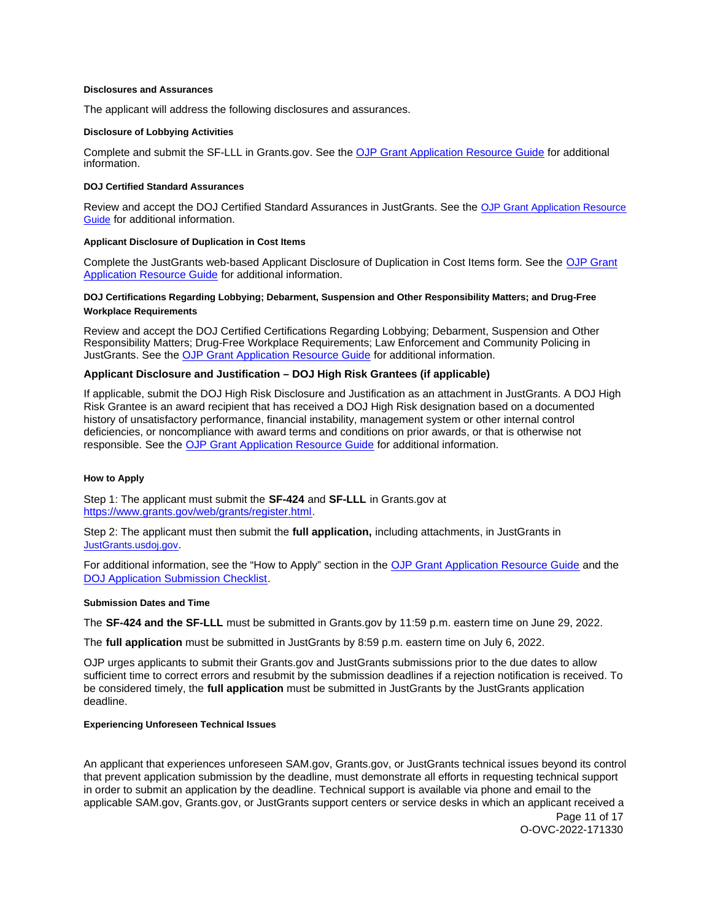#### Disclosures and Assurances

The applicant will address the following disclosures and assurances.

#### Disclosure of Lobbying Activities

Complete and submit the SF-LLL in Grants.gov. See the OJP Grant Application Resource Guide for additional information.

#### DOJ Certified Standard Assurances

Review and accept the DOJ Certified Standard Assurances in JustGrants. See the OJP Grant Application Resource Guide for additional information.

#### Applicant Disclosure of Duplication in Cost Items

Complete the JustGrants web-based Applicant Disclosure of Duplication in Cost Items form. See the OJP Grant Application Resource Guide for additional information.

#### DOJ Certifications Regarding Lobbying; Debarment, Suspension and Other Responsibility Matters; and Drug-Free Workplace Requirements

Review and accept the DOJ Certified Certifications Regarding Lobbying; Debarment, Suspension and Other Responsibility Matters; Drug-Free Workplace Requirements; Law Enforcement and Community Policing in JustGrants. See the OJP Grant Application Resource Guide for additional information.

### Applicant Disclosure and Justification – DOJ High Risk Grantees (if applicable)

If applicable, submit the DOJ High Risk Disclosure and Justification as an attachment in JustGrants. A DOJ High Risk Grantee is an award recipient that has received a DOJ High Risk designation based on a documented history of unsatisfactory performance, financial instability, management system or other internal control deficiencies, or noncompliance with award terms and conditions on prior awards, or that is otherwise not responsible. See the OJP Grant Application Resource Guide for additional information.

#### How to Apply

Step 1: The applicant must submit the **SF-424** and **SF-LLL** in Grants.gov at https://www.grants.gov/web/grants/register.html.

Step 2: The applicant must then submit the **full application,** including attachments, in JustGrants in JustGrants.usdoj.gov.

For additional information, see the "How to Apply" section in the OJP Grant Application Resource Guide and the DOJ Application Submission Checklist.

#### Submission Dates and Time

The **SF-424 and the SF-LLL** must be submitted in Grants.gov by 11:59 p.m. eastern time on June 29, 2022.

The **full application** must be submitted in JustGrants by 8:59 p.m. eastern time on July 6, 2022.

OJP urges applicants to submit their Grants.gov and JustGrants submissions prior to the due dates to allow sufficient time to correct errors and resubmit by the submission deadlines if a rejection notification is received. To be considered timely, the **full application** must be submitted in JustGrants by the JustGrants application deadline.

#### Experiencing Unforeseen Technical Issues

An applicant that experiences unforeseen SAM.gov, Grants.gov, or JustGrants technical issues beyond its control that prevent application submission by the deadline, must demonstrate all efforts in requesting technical support in order to submit an application by the deadline. Technical support is available via phone and email to the applicable SAM.gov, Grants.gov, or JustGrants support centers or service desks in which an applicant received a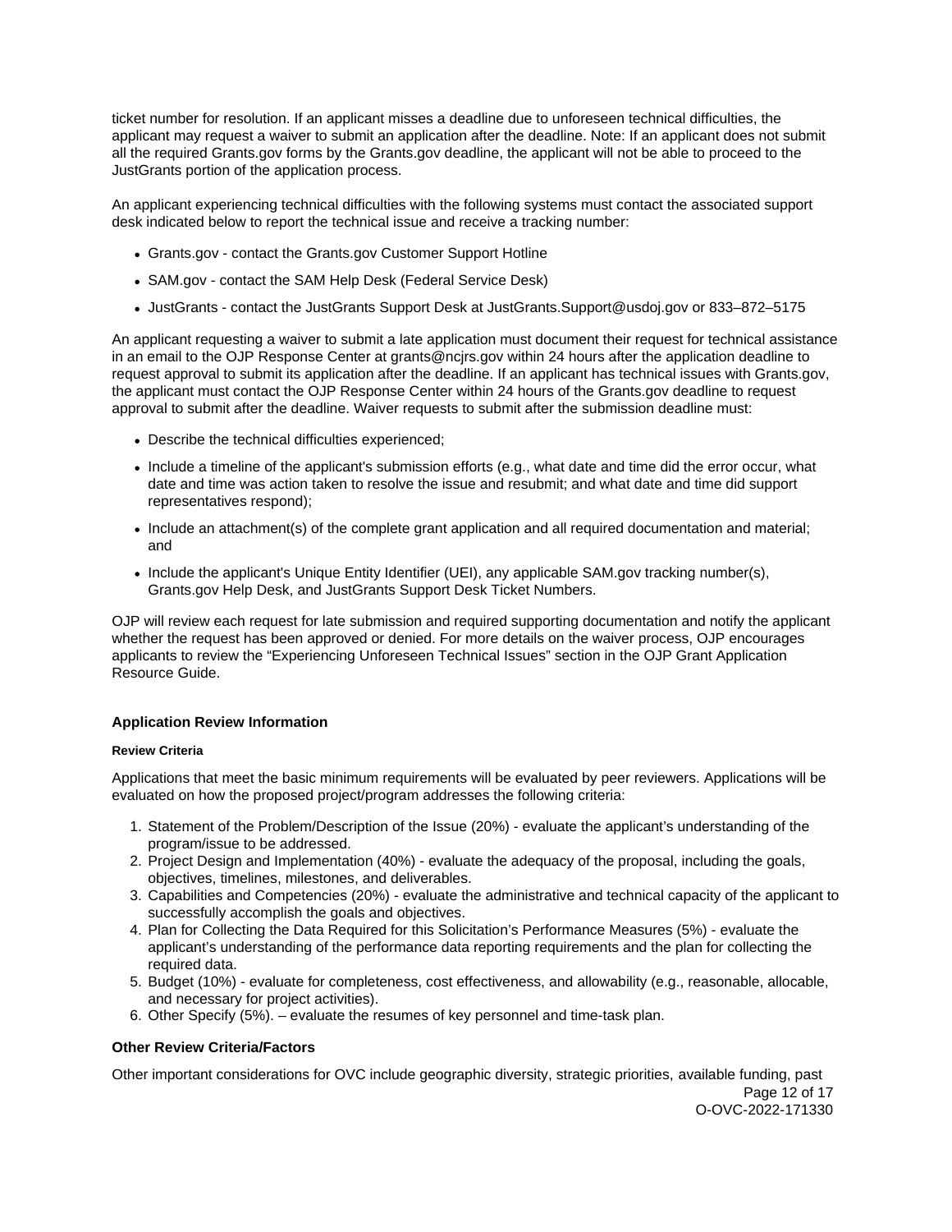ticket number for resolution. If an applicant misses a deadline due to unforeseen technical difficulties, the applicant may request a waiver to submit an application after the deadline. Note: If an applicant does not submit all the required Grants.gov forms by the Grants.gov deadline, the applicant will not be able to proceed to the JustGrants portion of the application process.

An applicant experiencing technical difficulties with the following systems must contact the associated support desk indicated below to report the technical issue and receive a tracking number:

- Grants.gov - contact the Grants.gov Customer Support Hotline
- SAM.gov - contact the SAM Help Desk (Federal Service Desk)
- JustGrants - contact the JustGrants Support Desk at JustGrants.Support@usdoj.gov or 833–872–5175

An applicant requesting a waiver to submit a late application must document their request for technical assistance in an email to the OJP Response Center at grants@ncjrs.gov within 24 hours after the application deadline to request approval to submit its application after the deadline. If an applicant has technical issues with Grants.gov, the applicant must contact the OJP Response Center within 24 hours of the Grants.gov deadline to request approval to submit after the deadline. Waiver requests to submit after the submission deadline must:

- Describe the technical difficulties experienced;
- Include a timeline of the applicant's submission efforts (e.g., what date and time did the error occur, what date and time was action taken to resolve the issue and resubmit; and what date and time did support representatives respond);
- Include an attachment(s) of the complete grant application and all required documentation and material; and
- Include the applicant's Unique Entity Identifier (UEI), any applicable SAM.gov tracking number(s), Grants.gov Help Desk, and JustGrants Support Desk Ticket Numbers.

OJP will review each request for late submission and required supporting documentation and notify the applicant whether the request has been approved or denied. For more details on the waiver process, OJP encourages applicants to review the "Experiencing Unforeseen Technical Issues" section in the OJP Grant Application Resource Guide.

### Application Review Information

#### Review Criteria

Applications that meet the basic minimum requirements will be evaluated by peer reviewers. Applications will be evaluated on how the proposed project/program addresses the following criteria:

1. Statement of the Problem/Description of the Issue (20%) - evaluate the applicant's understanding of the program/issue to be addressed.
2. Project Design and Implementation (40%) - evaluate the adequacy of the proposal, including the goals, objectives, timelines, milestones, and deliverables.
3. Capabilities and Competencies (20%) - evaluate the administrative and technical capacity of the applicant to successfully accomplish the goals and objectives.
4. Plan for Collecting the Data Required for this Solicitation's Performance Measures (5%) - evaluate the applicant's understanding of the performance data reporting requirements and the plan for collecting the required data.
5. Budget (10%) - evaluate for completeness, cost effectiveness, and allowability (e.g., reasonable, allocable, and necessary for project activities).
6. Other Specify (5%). – evaluate the resumes of key personnel and time-task plan.

### Other Review Criteria/Factors

Other important considerations for OVC include geographic diversity, strategic priorities, available funding, past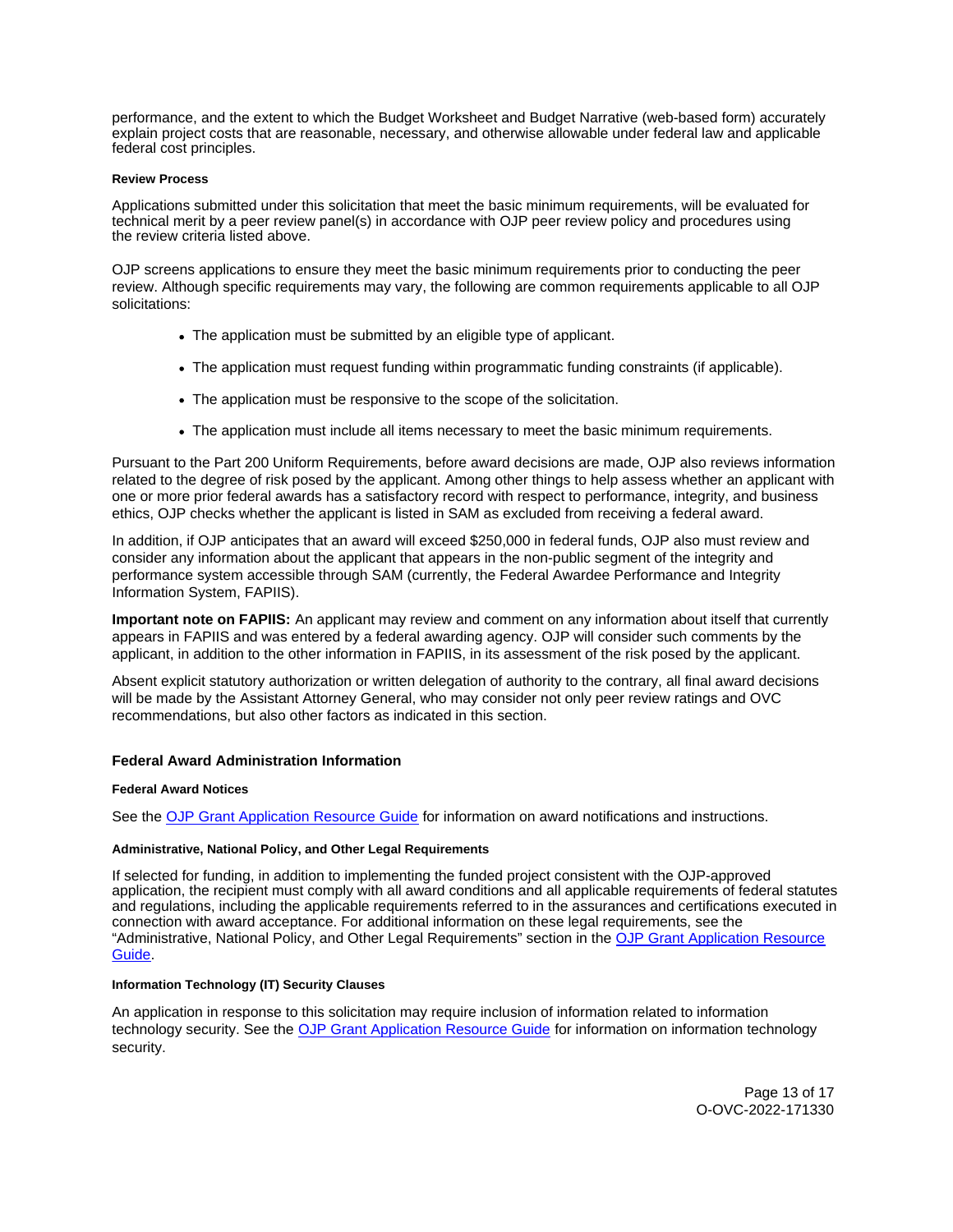performance, and the extent to which the Budget Worksheet and Budget Narrative (web-based form) accurately explain project costs that are reasonable, necessary, and otherwise allowable under federal law and applicable federal cost principles.

#### Review Process

Applications submitted under this solicitation that meet the basic minimum requirements, will be evaluated for technical merit by a peer review panel(s) in accordance with OJP peer review policy and procedures using the review criteria listed above.

OJP screens applications to ensure they meet the basic minimum requirements prior to conducting the peer review. Although specific requirements may vary, the following are common requirements applicable to all OJP solicitations:

- The application must be submitted by an eligible type of applicant.
- The application must request funding within programmatic funding constraints (if applicable).
- The application must be responsive to the scope of the solicitation.
- The application must include all items necessary to meet the basic minimum requirements.

Pursuant to the Part 200 Uniform Requirements, before award decisions are made, OJP also reviews information related to the degree of risk posed by the applicant. Among other things to help assess whether an applicant with one or more prior federal awards has a satisfactory record with respect to performance, integrity, and business ethics, OJP checks whether the applicant is listed in SAM as excluded from receiving a federal award.

In addition, if OJP anticipates that an award will exceed $250,000 in federal funds, OJP also must review and consider any information about the applicant that appears in the non-public segment of the integrity and performance system accessible through SAM (currently, the Federal Awardee Performance and Integrity Information System, FAPIIS).

**Important note on FAPIIS:** An applicant may review and comment on any information about itself that currently appears in FAPIIS and was entered by a federal awarding agency. OJP will consider such comments by the applicant, in addition to the other information in FAPIIS, in its assessment of the risk posed by the applicant.

Absent explicit statutory authorization or written delegation of authority to the contrary, all final award decisions will be made by the Assistant Attorney General, who may consider not only peer review ratings and OVC recommendations, but also other factors as indicated in this section.

### Federal Award Administration Information

#### Federal Award Notices

See the OJP Grant Application Resource Guide for information on award notifications and instructions.

#### Administrative, National Policy, and Other Legal Requirements

If selected for funding, in addition to implementing the funded project consistent with the OJP-approved application, the recipient must comply with all award conditions and all applicable requirements of federal statutes and regulations, including the applicable requirements referred to in the assurances and certifications executed in connection with award acceptance. For additional information on these legal requirements, see the "Administrative, National Policy, and Other Legal Requirements" section in the OJP Grant Application Resource Guide.

#### Information Technology (IT) Security Clauses

An application in response to this solicitation may require inclusion of information related to information technology security. See the OJP Grant Application Resource Guide for information on information technology security.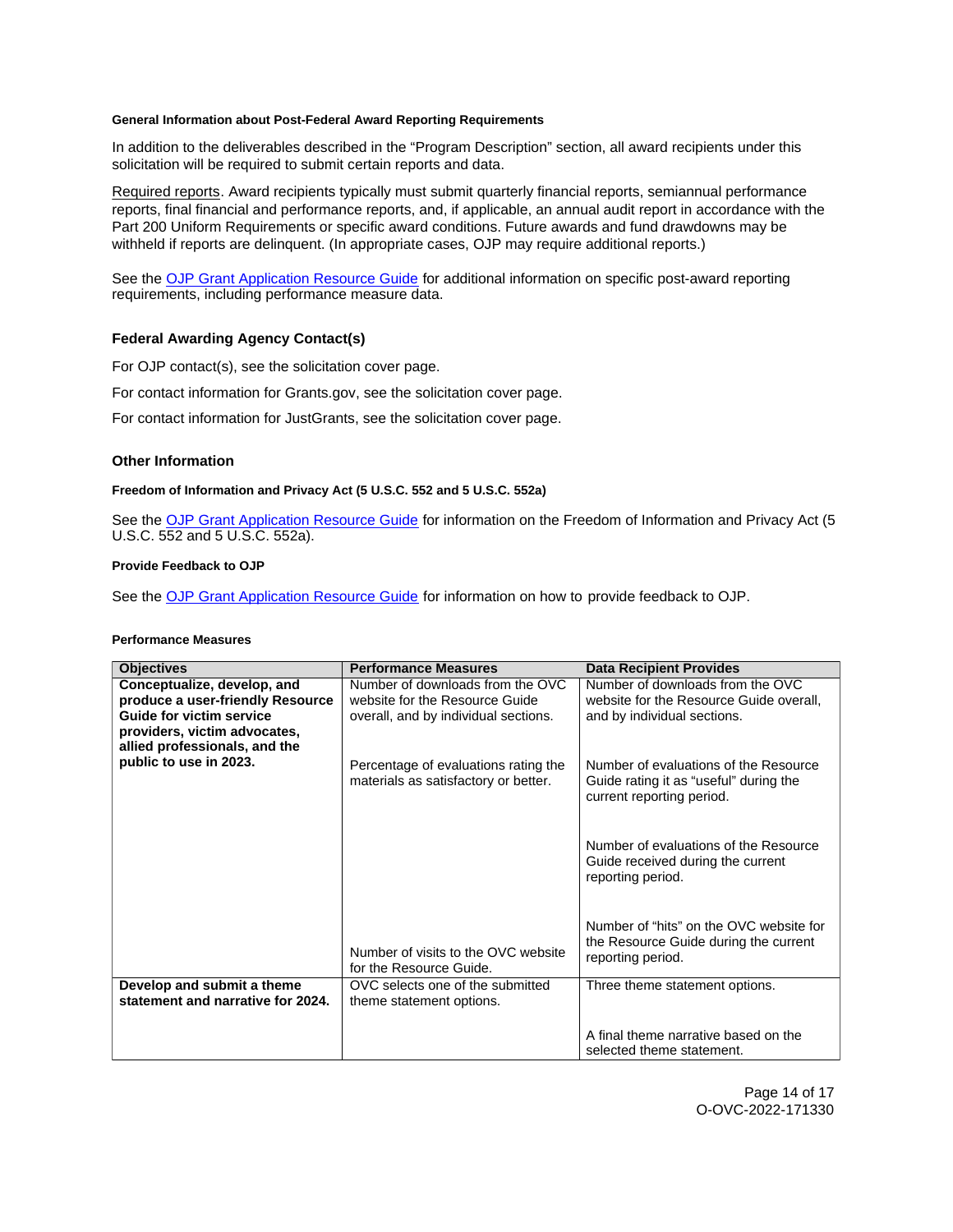#### General Information about Post-Federal Award Reporting Requirements

In addition to the deliverables described in the "Program Description" section, all award recipients under this solicitation will be required to submit certain reports and data.

Required reports. Award recipients typically must submit quarterly financial reports, semiannual performance reports, final financial and performance reports, and, if applicable, an annual audit report in accordance with the Part 200 Uniform Requirements or specific award conditions. Future awards and fund drawdowns may be withheld if reports are delinquent. (In appropriate cases, OJP may require additional reports.)

See the OJP Grant Application Resource Guide for additional information on specific post-award reporting requirements, including performance measure data.

### Federal Awarding Agency Contact(s)

For OJP contact(s), see the solicitation cover page.

For contact information for Grants.gov, see the solicitation cover page.

For contact information for JustGrants, see the solicitation cover page.

### Other Information

#### Freedom of Information and Privacy Act (5 U.S.C. 552 and 5 U.S.C. 552a)

See the OJP Grant Application Resource Guide for information on the Freedom of Information and Privacy Act (5 U.S.C. 552 and 5 U.S.C. 552a).

#### Provide Feedback to OJP

See the OJP Grant Application Resource Guide for information on how to provide feedback to OJP.

#### Performance Measures

| Objectives | Performance Measures | Data Recipient Provides |
|---|---|---|
| **Conceptualize, develop, and produce a user-friendly Resource Guide for victim service providers, victim advocates, allied professionals, and the public to use in 2023.** | Number of downloads from the OVC website for the Resource Guide overall, and by individual sections. | Number of downloads from the OVC website for the Resource Guide overall, and by individual sections. |
| | Percentage of evaluations rating the materials as satisfactory or better. | Number of evaluations of the Resource Guide rating it as "useful" during the current reporting period.<br><br>Number of evaluations of the Resource Guide received during the current reporting period. |
| | Number of visits to the OVC website for the Resource Guide. | Number of "hits" on the OVC website for the Resource Guide during the current reporting period. |
| **Develop and submit a theme statement and narrative for 2024.** | OVC selects one of the submitted theme statement options. | Three theme statement options.<br><br>A final theme narrative based on the selected theme statement. |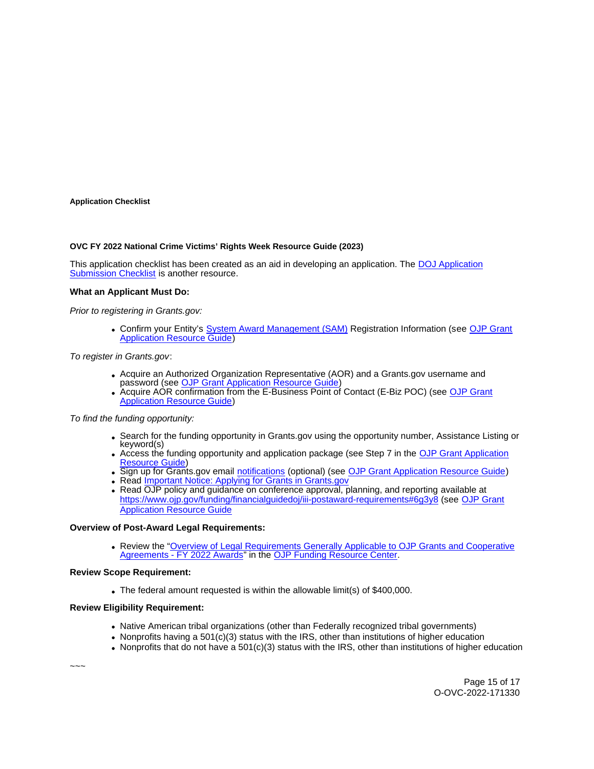**Application Checklist**

**OVC FY 2022 National Crime Victims' Rights Week Resource Guide (2023)**

This application checklist has been created as an aid in developing an application. The DOJ Application Submission Checklist is another resource.

**What an Applicant Must Do:**

*Prior to registering in Grants.gov:*

- Confirm your Entity's System Award Management (SAM) Registration Information (see OJP Grant Application Resource Guide)

*To register in Grants.gov*:

- Acquire an Authorized Organization Representative (AOR) and a Grants.gov username and password (see OJP Grant Application Resource Guide)
- Acquire AOR confirmation from the E-Business Point of Contact (E-Biz POC) (see OJP Grant Application Resource Guide)

*To find the funding opportunity:*

- Search for the funding opportunity in Grants.gov using the opportunity number, Assistance Listing or keyword(s)
- Access the funding opportunity and application package (see Step 7 in the OJP Grant Application Resource Guide)
- Sign up for Grants.gov email notifications (optional) (see OJP Grant Application Resource Guide)
- Read Important Notice: Applying for Grants in Grants.gov
- Read OJP policy and guidance on conference approval, planning, and reporting available at https://www.ojp.gov/funding/financialguidedoj/iii-postaward-requirements#6g3y8 (see OJP Grant Application Resource Guide

**Overview of Post-Award Legal Requirements:**

- Review the "Overview of Legal Requirements Generally Applicable to OJP Grants and Cooperative Agreements - FY 2022 Awards" in the OJP Funding Resource Center.

**Review Scope Requirement:**

- The federal amount requested is within the allowable limit(s) of $400,000.

**Review Eligibility Requirement:**

- Native American tribal organizations (other than Federally recognized tribal governments)
- Nonprofits having a 501(c)(3) status with the IRS, other than institutions of higher education
- Nonprofits that do not have a 501(c)(3) status with the IRS, other than institutions of higher education

~~~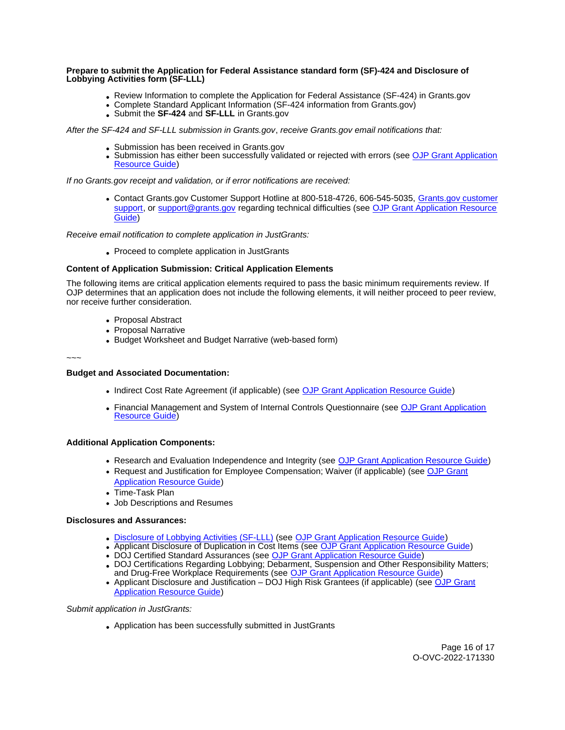**Prepare to submit the Application for Federal Assistance standard form (SF)-424 and Disclosure of Lobbying Activities form (SF-LLL)**

- Review Information to complete the Application for Federal Assistance (SF-424) in Grants.gov
- Complete Standard Applicant Information (SF-424 information from Grants.gov)
- Submit the **SF-424** and **SF-LLL** in Grants.gov

*After the SF-424 and SF-LLL submission in Grants.gov*, *receive Grants.gov email notifications that:*

- Submission has been received in Grants.gov
- Submission has either been successfully validated or rejected with errors (see OJP Grant Application Resource Guide)

*If no Grants.gov receipt and validation, or if error notifications are received:*

- Contact Grants.gov Customer Support Hotline at 800-518-4726, 606-545-5035, Grants.gov customer support, or support@grants.gov regarding technical difficulties (see OJP Grant Application Resource Guide)

*Receive email notification to complete application in JustGrants:*

- Proceed to complete application in JustGrants

**Content of Application Submission: Critical Application Elements**

The following items are critical application elements required to pass the basic minimum requirements review. If OJP determines that an application does not include the following elements, it will neither proceed to peer review, nor receive further consideration.

- Proposal Abstract
- Proposal Narrative
- Budget Worksheet and Budget Narrative (web-based form)

~~~

**Budget and Associated Documentation:**

- Indirect Cost Rate Agreement (if applicable) (see OJP Grant Application Resource Guide)
- Financial Management and System of Internal Controls Questionnaire (see OJP Grant Application Resource Guide)

**Additional Application Components:**

- Research and Evaluation Independence and Integrity (see OJP Grant Application Resource Guide)
- Request and Justification for Employee Compensation; Waiver (if applicable) (see OJP Grant Application Resource Guide)
- Time-Task Plan
- Job Descriptions and Resumes

**Disclosures and Assurances:**

- Disclosure of Lobbying Activities (SF-LLL) (see OJP Grant Application Resource Guide)
- Applicant Disclosure of Duplication in Cost Items (see OJP Grant Application Resource Guide)
- DOJ Certified Standard Assurances (see OJP Grant Application Resource Guide)
- DOJ Certifications Regarding Lobbying; Debarment, Suspension and Other Responsibility Matters; and Drug-Free Workplace Requirements (see OJP Grant Application Resource Guide)
- Applicant Disclosure and Justification – DOJ High Risk Grantees (if applicable) (see OJP Grant Application Resource Guide)

*Submit application in JustGrants:*

- Application has been successfully submitted in JustGrants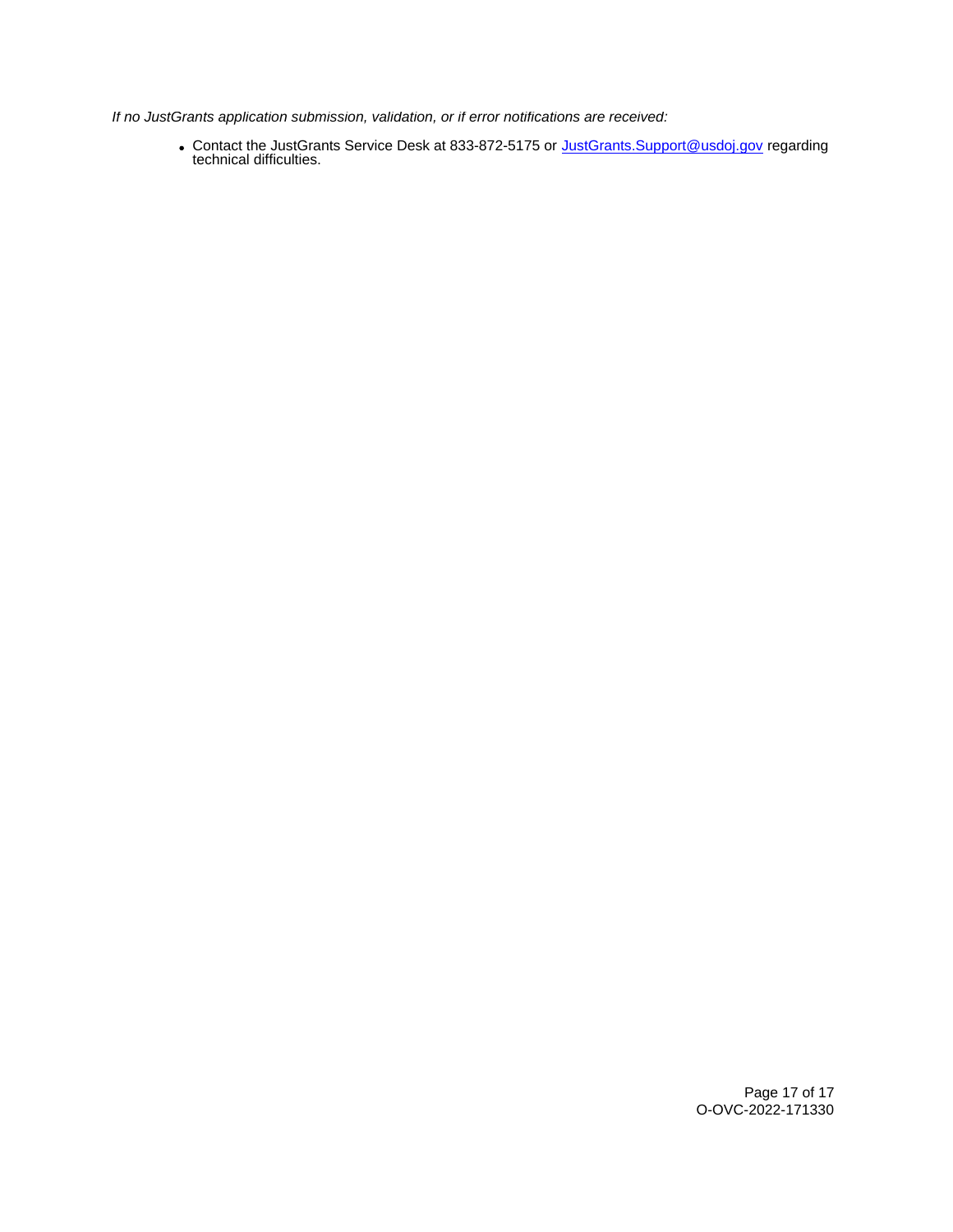*If no JustGrants application submission, validation, or if error notifications are received:*

- Contact the JustGrants Service Desk at 833-872-5175 or [JustGrants.Support@usdoj.gov](mailto:JustGrants.Support@usdoj.gov) regarding technical difficulties.